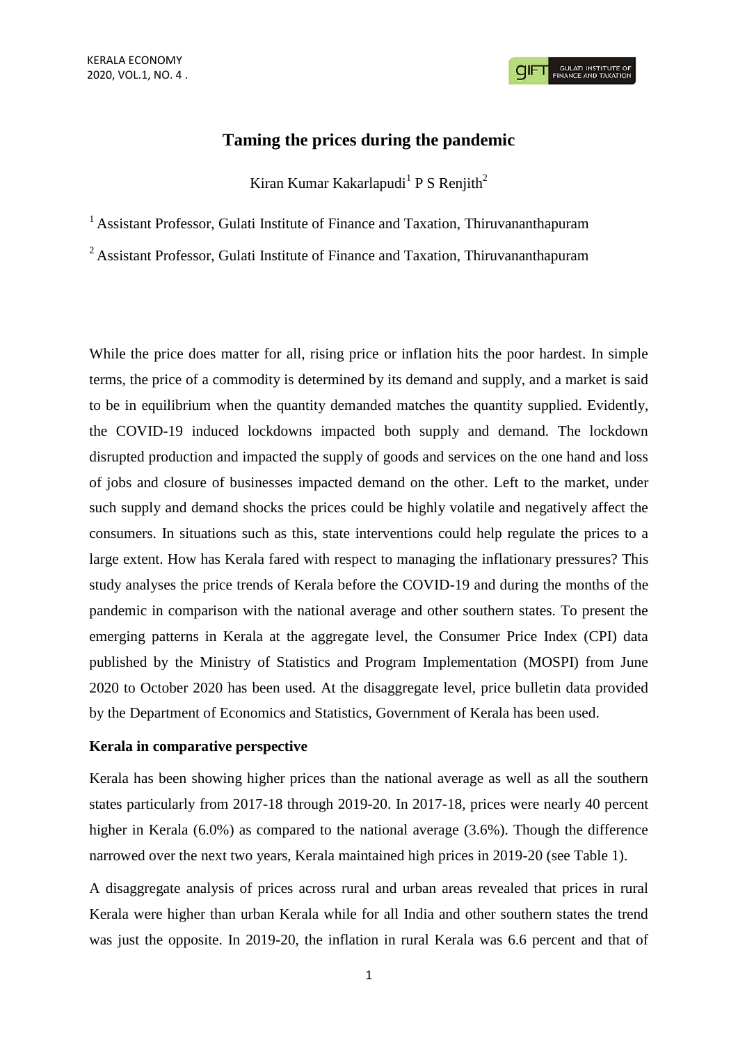# Taming the prices during the pandemic

Kiran Kumar Kakarlapudi[1] P S Renjith[2]

[1] Assistant Professor, Gulati Institute of Finance and Taxation, Thiruvananthapuram

[2] Assistant Professor, Gulati Institute of Finance and Taxation, Thiruvananthapuram

While the price does matter for all, rising price or inflation hits the poor hardest. In simple terms, the price of a commodity is determined by its demand and supply, and a market is said to be in equilibrium when the quantity demanded matches the quantity supplied. Evidently, the COVID-19 induced lockdowns impacted both supply and demand. The lockdown disrupted production and impacted the supply of goods and services on the one hand and loss of jobs and closure of businesses impacted demand on the other. Left to the market, under such supply and demand shocks the prices could be highly volatile and negatively affect the consumers. In situations such as this, state interventions could help regulate the prices to a large extent. How has Kerala fared with respect to managing the inflationary pressures? This study analyses the price trends of Kerala before the COVID-19 and during the months of the pandemic in comparison with the national average and other southern states. To present the emerging patterns in Kerala at the aggregate level, the Consumer Price Index (CPI) data published by the Ministry of Statistics and Program Implementation (MOSPI) from June 2020 to October 2020 has been used. At the disaggregate level, price bulletin data provided by the Department of Economics and Statistics, Government of Kerala has been used.

### Kerala in comparative perspective

Kerala has been showing higher prices than the national average as well as all the southern states particularly from 2017-18 through 2019-20. In 2017-18, prices were nearly 40 percent higher in Kerala (6.0%) as compared to the national average (3.6%). Though the difference narrowed over the next two years, Kerala maintained high prices in 2019-20 (see Table 1).

A disaggregate analysis of prices across rural and urban areas revealed that prices in rural Kerala were higher than urban Kerala while for all India and other southern states the trend was just the opposite. In 2019-20, the inflation in rural Kerala was 6.6 percent and that of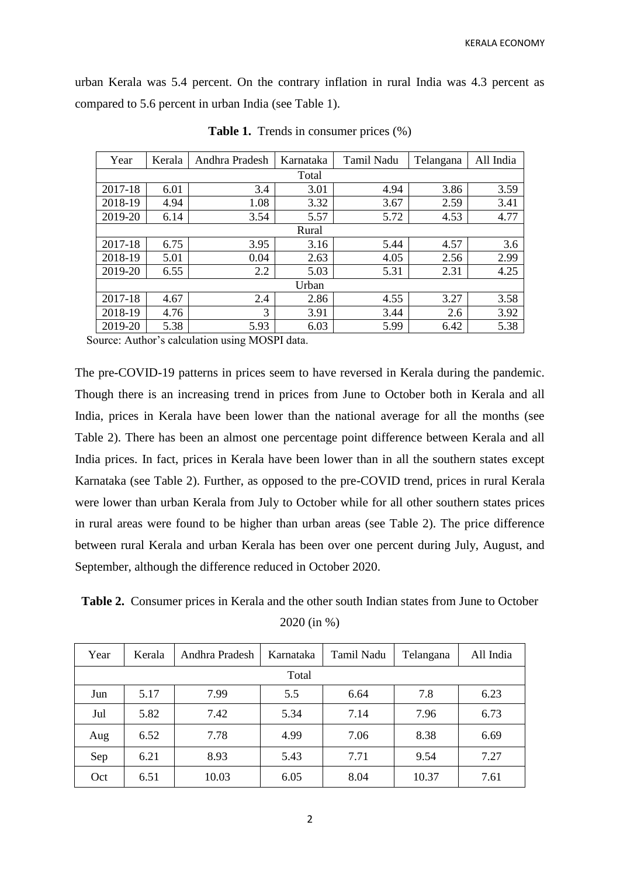urban Kerala was 5.4 percent. On the contrary inflation in rural India was 4.3 percent as compared to 5.6 percent in urban India (see Table 1).

**Table 1.** Trends in consumer prices (%)

| Year | Kerala | Andhra Pradesh | Karnataka | Tamil Nadu | Telangana | All India |
|---|---|---|---|---|---|---|
| Total | | | | | | |
| 2017-18 | 6.01 | 3.4 | 3.01 | 4.94 | 3.86 | 3.59 |
| 2018-19 | 4.94 | 1.08 | 3.32 | 3.67 | 2.59 | 3.41 |
| 2019-20 | 6.14 | 3.54 | 5.57 | 5.72 | 4.53 | 4.77 |
| Rural | | | | | | |
| 2017-18 | 6.75 | 3.95 | 3.16 | 5.44 | 4.57 | 3.6 |
| 2018-19 | 5.01 | 0.04 | 2.63 | 4.05 | 2.56 | 2.99 |
| 2019-20 | 6.55 | 2.2 | 5.03 | 5.31 | 2.31 | 4.25 |
| Urban | | | | | | |
| 2017-18 | 4.67 | 2.4 | 2.86 | 4.55 | 3.27 | 3.58 |
| 2018-19 | 4.76 | 3 | 3.91 | 3.44 | 2.6 | 3.92 |
| 2019-20 | 5.38 | 5.93 | 6.03 | 5.99 | 6.42 | 5.38 |

Source: Author's calculation using MOSPI data.

The pre-COVID-19 patterns in prices seem to have reversed in Kerala during the pandemic. Though there is an increasing trend in prices from June to October both in Kerala and all India, prices in Kerala have been lower than the national average for all the months (see Table 2). There has been an almost one percentage point difference between Kerala and all India prices. In fact, prices in Kerala have been lower than in all the southern states except Karnataka (see Table 2). Further, as opposed to the pre-COVID trend, prices in rural Kerala were lower than urban Kerala from July to October while for all other southern states prices in rural areas were found to be higher than urban areas (see Table 2). The price difference between rural Kerala and urban Kerala has been over one percent during July, August, and September, although the difference reduced in October 2020.

**Table 2.** Consumer prices in Kerala and the other south Indian states from June to October 2020 (in %)

| Year | Kerala | Andhra Pradesh | Karnataka | Tamil Nadu | Telangana | All India |
|---|---|---|---|---|---|---|
| Total | | | | | | |
| Jun | 5.17 | 7.99 | 5.5 | 6.64 | 7.8 | 6.23 |
| Jul | 5.82 | 7.42 | 5.34 | 7.14 | 7.96 | 6.73 |
| Aug | 6.52 | 7.78 | 4.99 | 7.06 | 8.38 | 6.69 |
| Sep | 6.21 | 8.93 | 5.43 | 7.71 | 9.54 | 7.27 |
| Oct | 6.51 | 10.03 | 6.05 | 8.04 | 10.37 | 7.61 |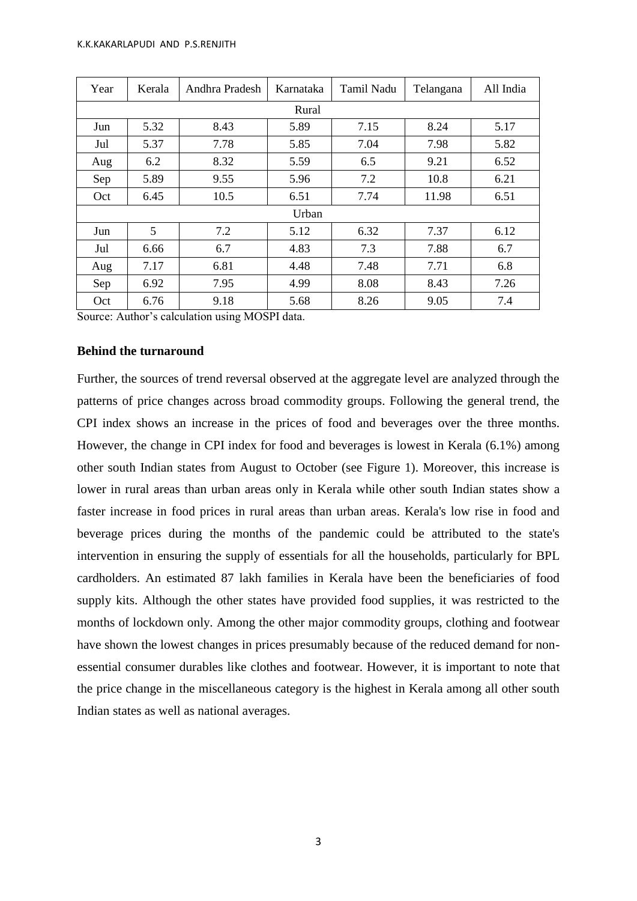| Year | Kerala | Andhra Pradesh | Karnataka | Tamil Nadu | Telangana | All India |
|---|---|---|---|---|---|---|
| Rural | | | | | | |
| Jun | 5.32 | 8.43 | 5.89 | 7.15 | 8.24 | 5.17 |
| Jul | 5.37 | 7.78 | 5.85 | 7.04 | 7.98 | 5.82 |
| Aug | 6.2 | 8.32 | 5.59 | 6.5 | 9.21 | 6.52 |
| Sep | 5.89 | 9.55 | 5.96 | 7.2 | 10.8 | 6.21 |
| Oct | 6.45 | 10.5 | 6.51 | 7.74 | 11.98 | 6.51 |
| Urban | | | | | | |
| Jun | 5 | 7.2 | 5.12 | 6.32 | 7.37 | 6.12 |
| Jul | 6.66 | 6.7 | 4.83 | 7.3 | 7.88 | 6.7 |
| Aug | 7.17 | 6.81 | 4.48 | 7.48 | 7.71 | 6.8 |
| Sep | 6.92 | 7.95 | 4.99 | 8.08 | 8.43 | 7.26 |
| Oct | 6.76 | 9.18 | 5.68 | 8.26 | 9.05 | 7.4 |

Source: Author's calculation using MOSPI data.

**Behind the turnaround**

Further, the sources of trend reversal observed at the aggregate level are analyzed through the patterns of price changes across broad commodity groups. Following the general trend, the CPI index shows an increase in the prices of food and beverages over the three months. However, the change in CPI index for food and beverages is lowest in Kerala (6.1%) among other south Indian states from August to October (see Figure 1). Moreover, this increase is lower in rural areas than urban areas only in Kerala while other south Indian states show a faster increase in food prices in rural areas than urban areas. Kerala's low rise in food and beverage prices during the months of the pandemic could be attributed to the state's intervention in ensuring the supply of essentials for all the households, particularly for BPL cardholders. An estimated 87 lakh families in Kerala have been the beneficiaries of food supply kits. Although the other states have provided food supplies, it was restricted to the months of lockdown only. Among the other major commodity groups, clothing and footwear have shown the lowest changes in prices presumably because of the reduced demand for non-essential consumer durables like clothes and footwear. However, it is important to note that the price change in the miscellaneous category is the highest in Kerala among all other south Indian states as well as national averages.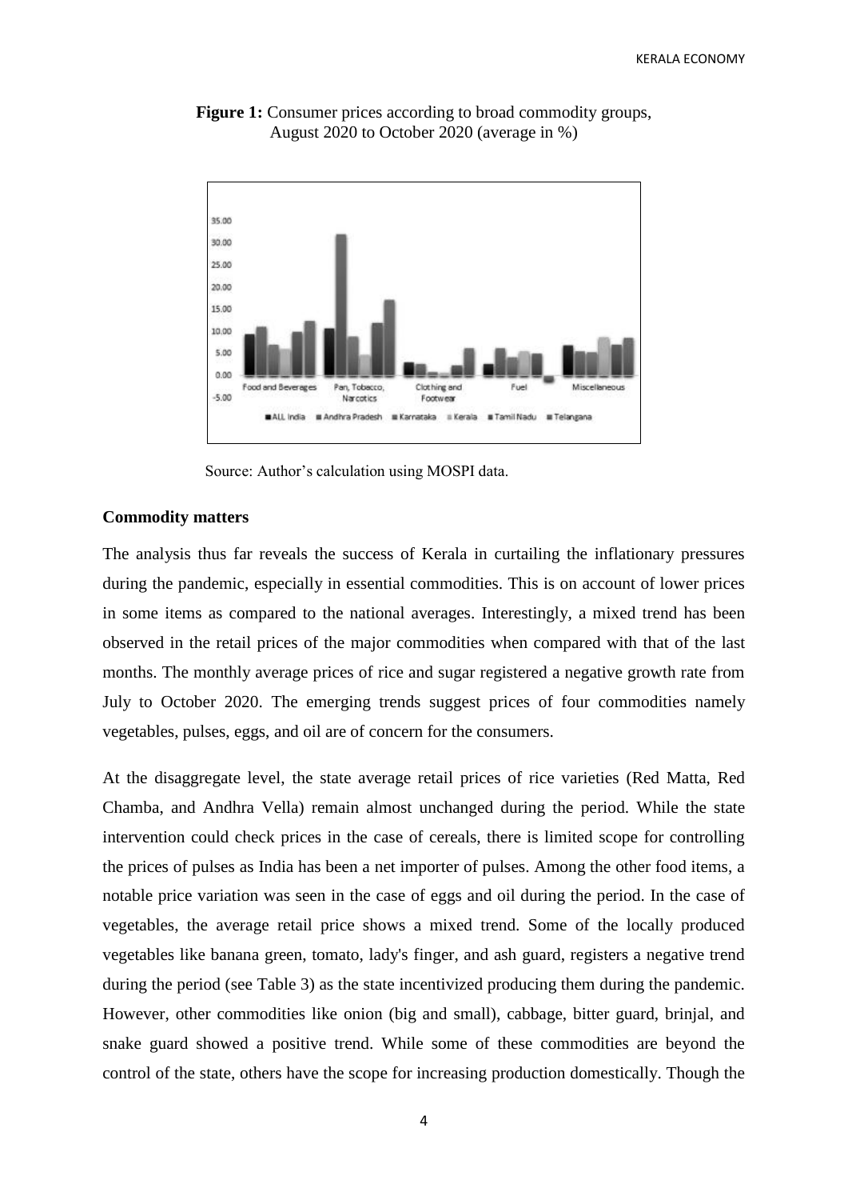**Figure 1:** Consumer prices according to broad commodity groups, August 2020 to October 2020 (average in %)

Source: Author's calculation using MOSPI data.

**Commodity matters**

The analysis thus far reveals the success of Kerala in curtailing the inflationary pressures during the pandemic, especially in essential commodities. This is on account of lower prices in some items as compared to the national averages. Interestingly, a mixed trend has been observed in the retail prices of the major commodities when compared with that of the last months. The monthly average prices of rice and sugar registered a negative growth rate from July to October 2020. The emerging trends suggest prices of four commodities namely vegetables, pulses, eggs, and oil are of concern for the consumers.

At the disaggregate level, the state average retail prices of rice varieties (Red Matta, Red Chamba, and Andhra Vella) remain almost unchanged during the period. While the state intervention could check prices in the case of cereals, there is limited scope for controlling the prices of pulses as India has been a net importer of pulses. Among the other food items, a notable price variation was seen in the case of eggs and oil during the period. In the case of vegetables, the average retail price shows a mixed trend. Some of the locally produced vegetables like banana green, tomato, lady's finger, and ash guard, registers a negative trend during the period (see Table 3) as the state incentivized producing them during the pandemic. However, other commodities like onion (big and small), cabbage, bitter guard, brinjal, and snake guard showed a positive trend. While some of these commodities are beyond the control of the state, others have the scope for increasing production domestically. Though the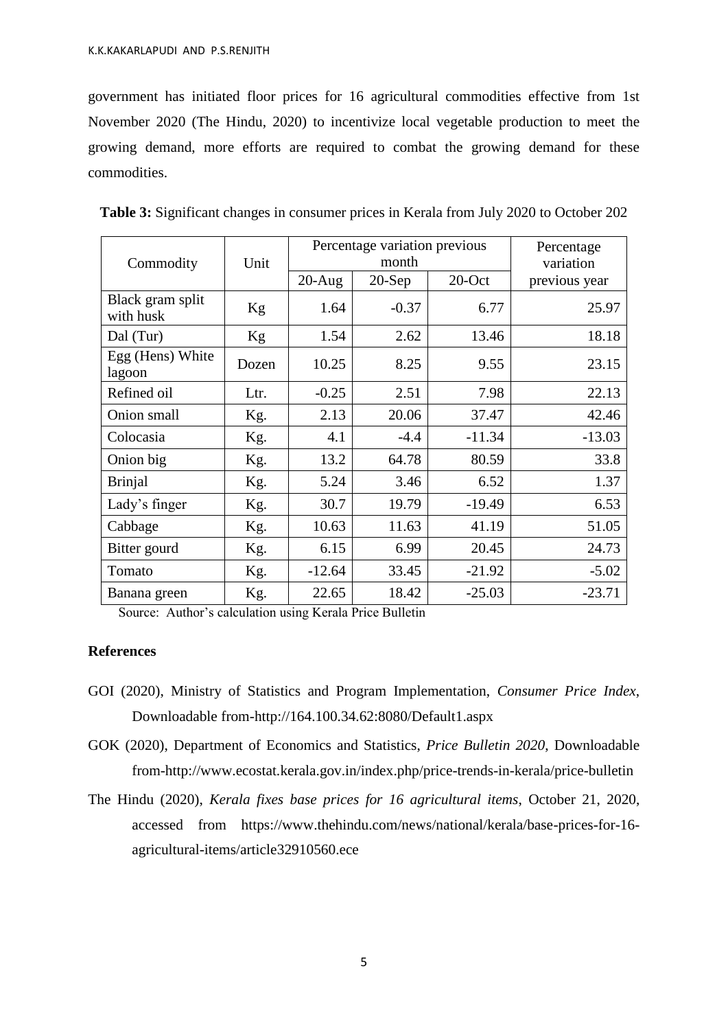government has initiated floor prices for 16 agricultural commodities effective from 1st November 2020 (The Hindu, 2020) to incentivize local vegetable production to meet the growing demand, more efforts are required to combat the growing demand for these commodities.

**Table 3:** Significant changes in consumer prices in Kerala from July 2020 to October 202

| Commodity | Unit | Percentage variation previous month | | | Percentage variation previous year |
|---|---|---|---|---|---|
| | | 20-Aug | 20-Sep | 20-Oct | |
| Black gram split with husk | Kg | 1.64 | -0.37 | 6.77 | 25.97 |
| Dal (Tur) | Kg | 1.54 | 2.62 | 13.46 | 18.18 |
| Egg (Hens) White lagoon | Dozen | 10.25 | 8.25 | 9.55 | 23.15 |
| Refined oil | Ltr. | -0.25 | 2.51 | 7.98 | 22.13 |
| Onion small | Kg. | 2.13 | 20.06 | 37.47 | 42.46 |
| Colocasia | Kg. | 4.1 | -4.4 | -11.34 | -13.03 |
| Onion big | Kg. | 13.2 | 64.78 | 80.59 | 33.8 |
| Brinjal | Kg. | 5.24 | 3.46 | 6.52 | 1.37 |
| Lady's finger | Kg. | 30.7 | 19.79 | -19.49 | 6.53 |
| Cabbage | Kg. | 10.63 | 11.63 | 41.19 | 51.05 |
| Bitter gourd | Kg. | 6.15 | 6.99 | 20.45 | 24.73 |
| Tomato | Kg. | -12.64 | 33.45 | -21.92 | -5.02 |
| Banana green | Kg. | 22.65 | 18.42 | -25.03 | -23.71 |

Source: Author's calculation using Kerala Price Bulletin

## References

GOI (2020), Ministry of Statistics and Program Implementation, *Consumer Price Index*, Downloadable from-http://164.100.34.62:8080/Default1.aspx

GOK (2020), Department of Economics and Statistics, *Price Bulletin 2020*, Downloadable from-http://www.ecostat.kerala.gov.in/index.php/price-trends-in-kerala/price-bulletin

The Hindu (2020), *Kerala fixes base prices for 16 agricultural items*, October 21, 2020, accessed from https://www.thehindu.com/news/national/kerala/base-prices-for-16-agricultural-items/article32910560.ece